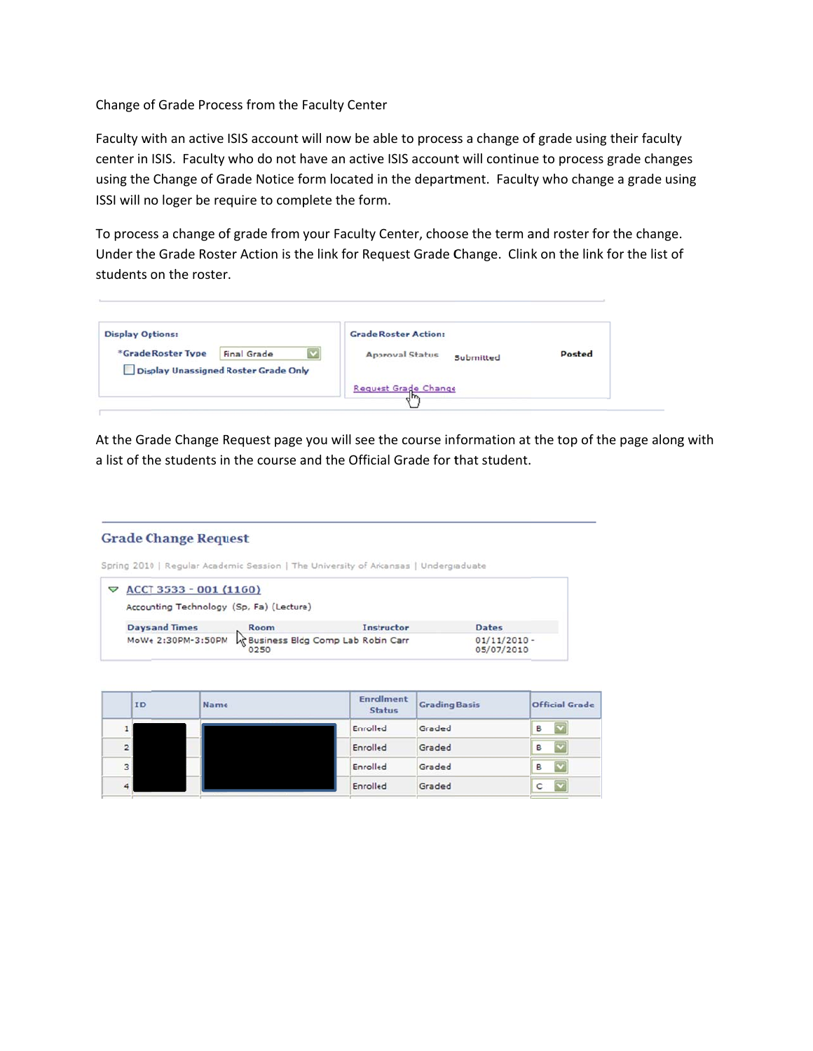Change of Grade Process from the Faculty Center

Faculty with an active ISIS account will now be able to process a change of grade using their faculty center in ISIS. Faculty who do not have an active ISIS account will continue to process grade changes using the Change of Grade Notice form located in the department. Faculty who change a grade using ISSI will no loger be require to complete the form.

To process a change of grade from your Faculty Center, choose the term and roster for the change. Under the Grade Roster Action is the link for Request Grade Change. Clink on the link for the list of students on the roster.

| Display Options: | | Grade Roster Action: | | |
|---|---|---|---|---|
| *Grade Roster Type | Final Grade | Approval Status | Submitted | Posted |
| Display Unassigned Roster Grade Only | | Request Grade Change | | |

At the Grade Change Request page you will see the course information at the top of the page along with a list of the students in the course and the Official Grade for that student.

**Grade Change Request**

Spring 2010 | Regular Academic Session | The University of Arkansas | Undergraduate

ACCT 3533 - 001 (1160)

Accounting Technology (Sp, Fa) (Lecture)

| Days and Times | Room | Instructor | Dates |
|---|---|---|---|
| MoWe 2:30PM-3:50PM | Business Bldg Comp Lab 0250 | Robin Carr | 01/11/2010 - 05/07/2010 |

| | ID | Name | Enrollment Status | Grading Basis | Official Grade |
|---|---|---|---|---|---|
| 1 | | | Enrolled | Graded | B |
| 2 | | | Enrolled | Graded | B |
| 3 | | | Enrolled | Graded | B |
| 4 | | | Enrolled | Graded | C |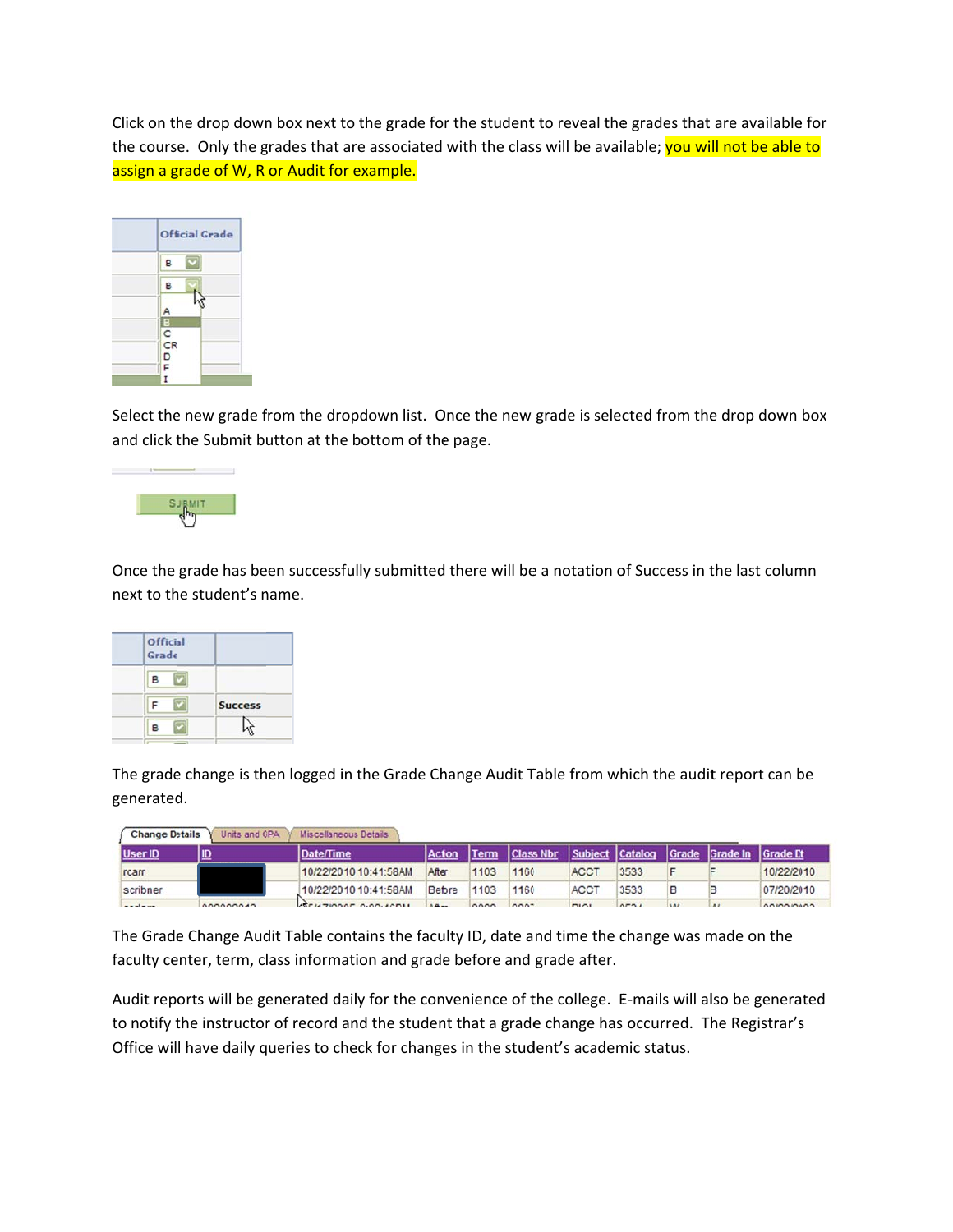Click on the drop down box next to the grade for the student to reveal the grades that are available for the course. Only the grades that are associated with the class will be available; you will not be able to assign a grade of W, R or Audit for example.

Official Grade

B
B
A
B
C
CR
D
F
I

Select the new grade from the dropdown list. Once the new grade is selected from the drop down box and click the Submit button at the bottom of the page.

SUBMIT

Once the grade has been successfully submitted there will be a notation of Success in the last column next to the student's name.

| Official Grade | |
|---|---|
| B | |
| F | Success |
| B | |

The grade change is then logged in the Grade Change Audit Table from which the audit report can be generated.

Change Details | Units and GPA | Miscellaneous Details

| User ID | ID | Date/Time | Action | Term | Class Nbr | Subject | Catalog | Grade | Grade In | Grade Dt |
|---|---|---|---|---|---|---|---|---|---|---|
| rcarr | | 10/22/2010 10:41:58AM | After | 1103 | 1160 | ACCT | 3533 | F | F | 10/22/2010 |
| scribner | | 10/22/2010 10:41:58AM | Before | 1103 | 1160 | ACCT | 3533 | B | B | 07/20/2010 |

The Grade Change Audit Table contains the faculty ID, date and time the change was made on the faculty center, term, class information and grade before and grade after.

Audit reports will be generated daily for the convenience of the college. E-mails will also be generated to notify the instructor of record and the student that a grade change has occurred. The Registrar's Office will have daily queries to check for changes in the student's academic status.